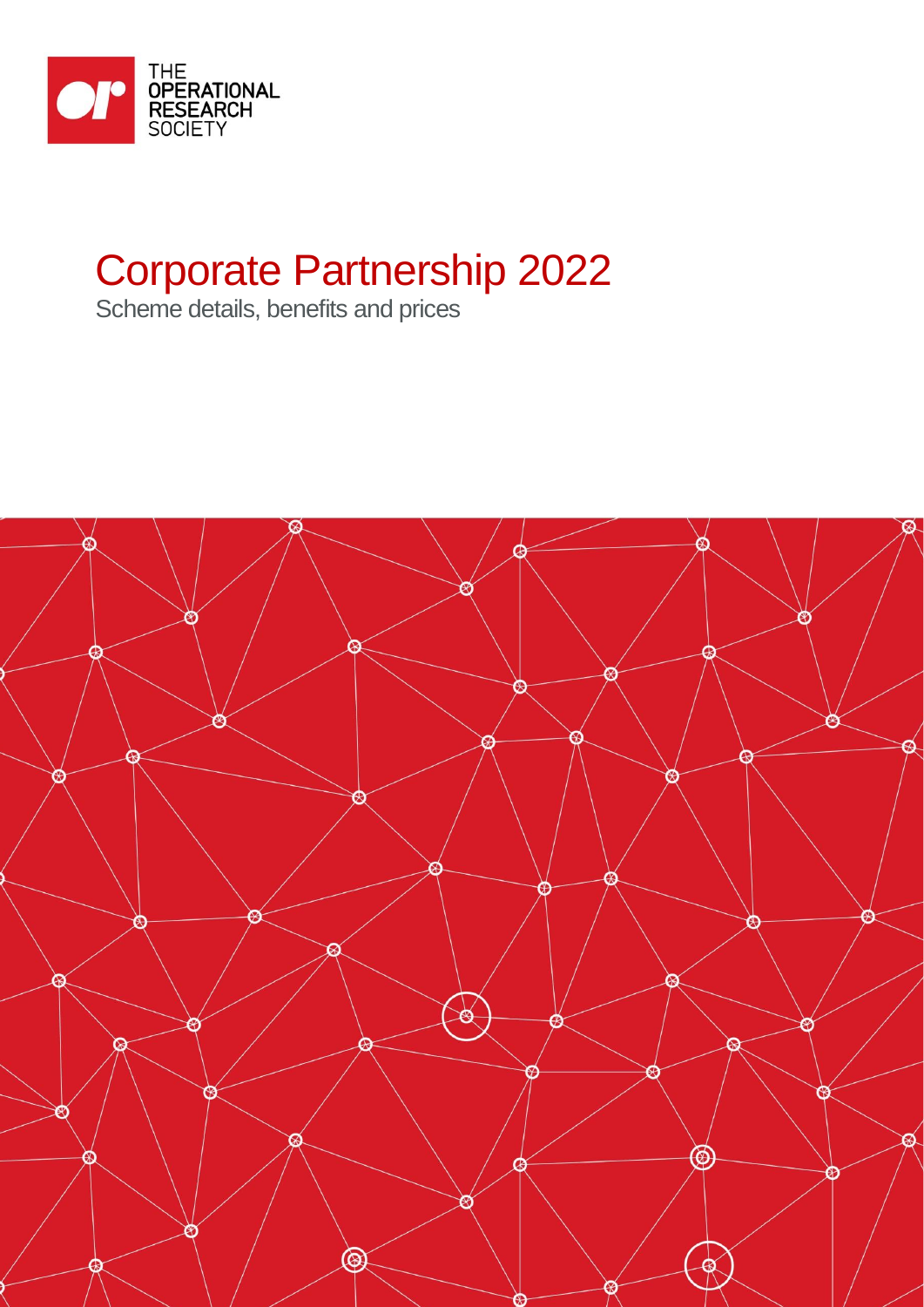THE OPERATIONAL RESEARCH SOCIETY

# Corporate Partnership 2022

Scheme details, benefits and prices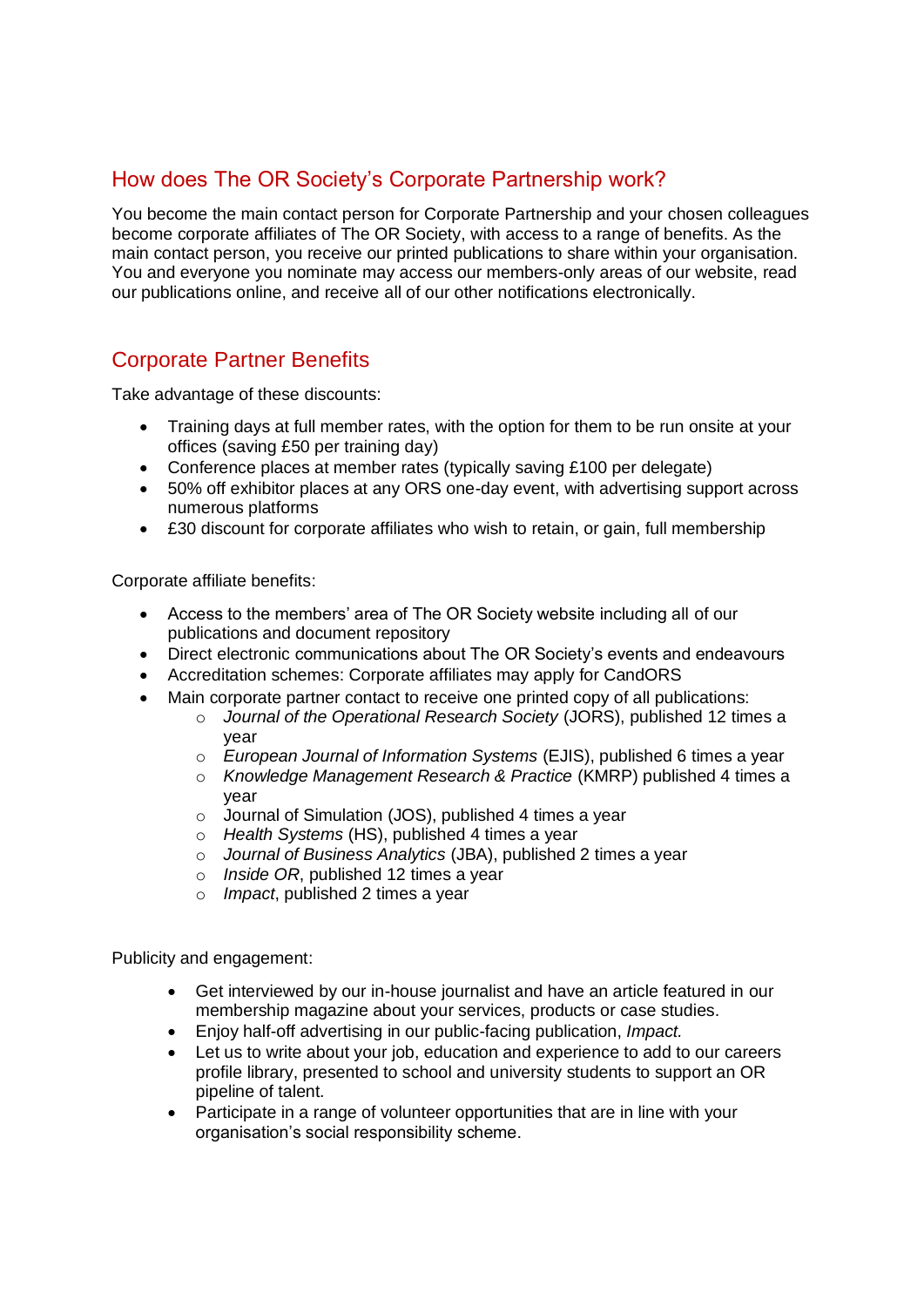## How does The OR Society's Corporate Partnership work?

You become the main contact person for Corporate Partnership and your chosen colleagues become corporate affiliates of The OR Society, with access to a range of benefits. As the main contact person, you receive our printed publications to share within your organisation. You and everyone you nominate may access our members-only areas of our website, read our publications online, and receive all of our other notifications electronically.

## Corporate Partner Benefits

Take advantage of these discounts:

- Training days at full member rates, with the option for them to be run onsite at your offices (saving £50 per training day)
- Conference places at member rates (typically saving £100 per delegate)
- 50% off exhibitor places at any ORS one-day event, with advertising support across numerous platforms
- £30 discount for corporate affiliates who wish to retain, or gain, full membership

Corporate affiliate benefits:

- Access to the members' area of The OR Society website including all of our publications and document repository
- Direct electronic communications about The OR Society's events and endeavours
- Accreditation schemes: Corporate affiliates may apply for CandORS
- Main corporate partner contact to receive one printed copy of all publications:
  - *Journal of the Operational Research Society* (JORS), published 12 times a year
  - *European Journal of Information Systems* (EJIS), published 6 times a year
  - *Knowledge Management Research & Practice* (KMRP) published 4 times a year
  - Journal of Simulation (JOS), published 4 times a year
  - *Health Systems* (HS), published 4 times a year
  - *Journal of Business Analytics* (JBA), published 2 times a year
  - *Inside OR*, published 12 times a year
  - *Impact*, published 2 times a year

Publicity and engagement:

- Get interviewed by our in-house journalist and have an article featured in our membership magazine about your services, products or case studies.
- Enjoy half-off advertising in our public-facing publication, *Impact.*
- Let us to write about your job, education and experience to add to our careers profile library, presented to school and university students to support an OR pipeline of talent.
- Participate in a range of volunteer opportunities that are in line with your organisation's social responsibility scheme.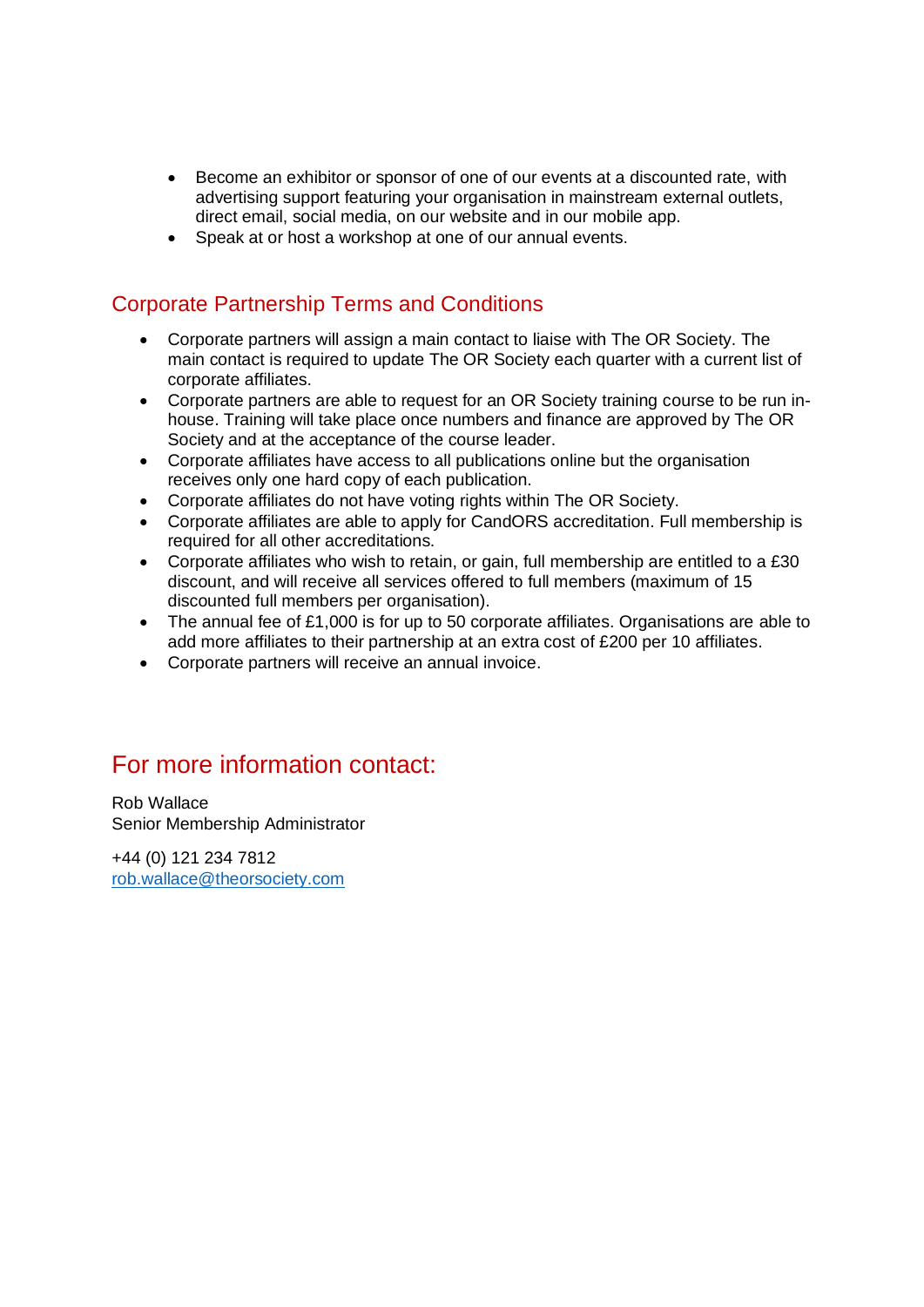- Become an exhibitor or sponsor of one of our events at a discounted rate, with advertising support featuring your organisation in mainstream external outlets, direct email, social media, on our website and in our mobile app.
- Speak at or host a workshop at one of our annual events.

## Corporate Partnership Terms and Conditions

- Corporate partners will assign a main contact to liaise with The OR Society. The main contact is required to update The OR Society each quarter with a current list of corporate affiliates.
- Corporate partners are able to request for an OR Society training course to be run in-house. Training will take place once numbers and finance are approved by The OR Society and at the acceptance of the course leader.
- Corporate affiliates have access to all publications online but the organisation receives only one hard copy of each publication.
- Corporate affiliates do not have voting rights within The OR Society.
- Corporate affiliates are able to apply for CandORS accreditation. Full membership is required for all other accreditations.
- Corporate affiliates who wish to retain, or gain, full membership are entitled to a £30 discount, and will receive all services offered to full members (maximum of 15 discounted full members per organisation).
- The annual fee of £1,000 is for up to 50 corporate affiliates. Organisations are able to add more affiliates to their partnership at an extra cost of £200 per 10 affiliates.
- Corporate partners will receive an annual invoice.

# For more information contact:

Rob Wallace
Senior Membership Administrator

+44 (0) 121 234 7812
rob.wallace@theorsociety.com